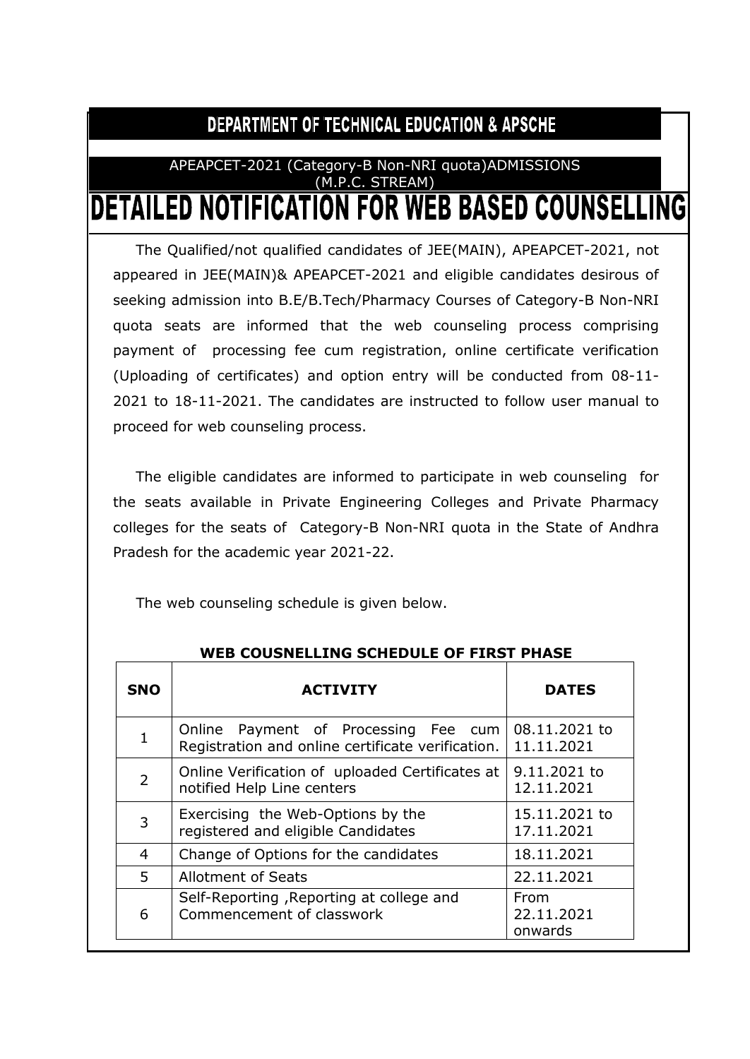# DEPARTMENT OF TECHNICAL EDUCATION & APSCHE

APEAPCET-2021 (Category-B Non-NRI quota)ADMISSIONS (M.P.C. STREAM)

# DETAILED NOTIFICATION FOR WEB BASED COUNSELLING

The Qualified/not qualified candidates of JEE(MAIN), APEAPCET-2021, not appeared in JEE(MAIN)& APEAPCET-2021 and eligible candidates desirous of seeking admission into B.E/B.Tech/Pharmacy Courses of Category-B Non-NRI quota seats are informed that the web counseling process comprising payment of processing fee cum registration, online certificate verification (Uploading of certificates) and option entry will be conducted from 08-11-2021 to 18-11-2021. The candidates are instructed to follow user manual to proceed for web counseling process.

The eligible candidates are informed to participate in web counseling for the seats available in Private Engineering Colleges and Private Pharmacy colleges for the seats of Category-B Non-NRI quota in the State of Andhra Pradesh for the academic year 2021-22.

The web counseling schedule is given below.

**WEB COUSNELLING SCHEDULE OF FIRST PHASE**

| SNO | ACTIVITY | DATES |
|---|---|---|
| 1 | Online Payment of Processing Fee cum Registration and online certificate verification. | 08.11.2021 to 11.11.2021 |
| 2 | Online Verification of uploaded Certificates at notified Help Line centers | 9.11.2021 to 12.11.2021 |
| 3 | Exercising the Web-Options by the registered and eligible Candidates | 15.11.2021 to 17.11.2021 |
| 4 | Change of Options for the candidates | 18.11.2021 |
| 5 | Allotment of Seats | 22.11.2021 |
| 6 | Self-Reporting ,Reporting at college and Commencement of classwork | From 22.11.2021 onwards |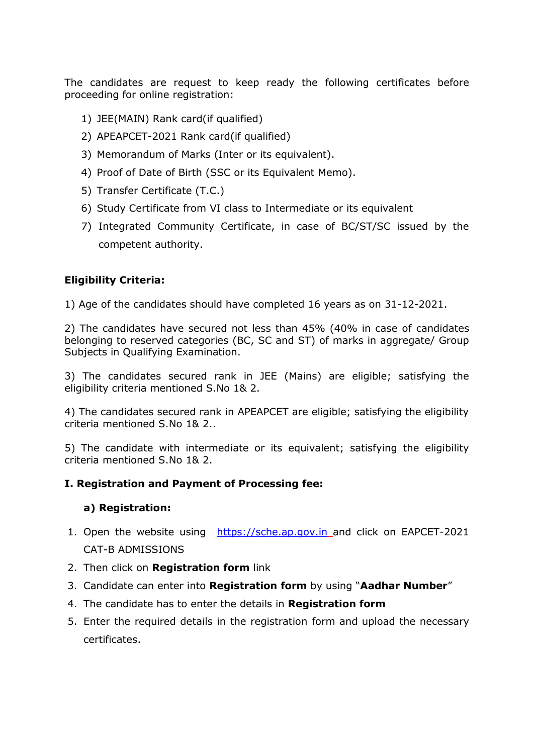The candidates are request to keep ready the following certificates before proceeding for online registration:

1) JEE(MAIN) Rank card(if qualified)
2) APEAPCET-2021 Rank card(if qualified)
3) Memorandum of Marks (Inter or its equivalent).
4) Proof of Date of Birth (SSC or its Equivalent Memo).
5) Transfer Certificate (T.C.)
6) Study Certificate from VI class to Intermediate or its equivalent
7) Integrated Community Certificate, in case of BC/ST/SC issued by the competent authority.

**Eligibility Criteria:**

1) Age of the candidates should have completed 16 years as on 31-12-2021.

2) The candidates have secured not less than 45% (40% in case of candidates belonging to reserved categories (BC, SC and ST) of marks in aggregate/ Group Subjects in Qualifying Examination.

3) The candidates secured rank in JEE (Mains) are eligible; satisfying the eligibility criteria mentioned S.No 1& 2.

4) The candidates secured rank in APEAPCET are eligible; satisfying the eligibility criteria mentioned S.No 1& 2..

5) The candidate with intermediate or its equivalent; satisfying the eligibility criteria mentioned S.No 1& 2.

**I. Registration and Payment of Processing fee:**

**a) Registration:**

1. Open the website using [https://sche.ap.gov.in](https://sche.ap.gov.in) and click on EAPCET-2021 CAT-B ADMISSIONS
2. Then click on **Registration form** link
3. Candidate can enter into **Registration form** by using "**Aadhar Number**"
4. The candidate has to enter the details in **Registration form**
5. Enter the required details in the registration form and upload the necessary certificates.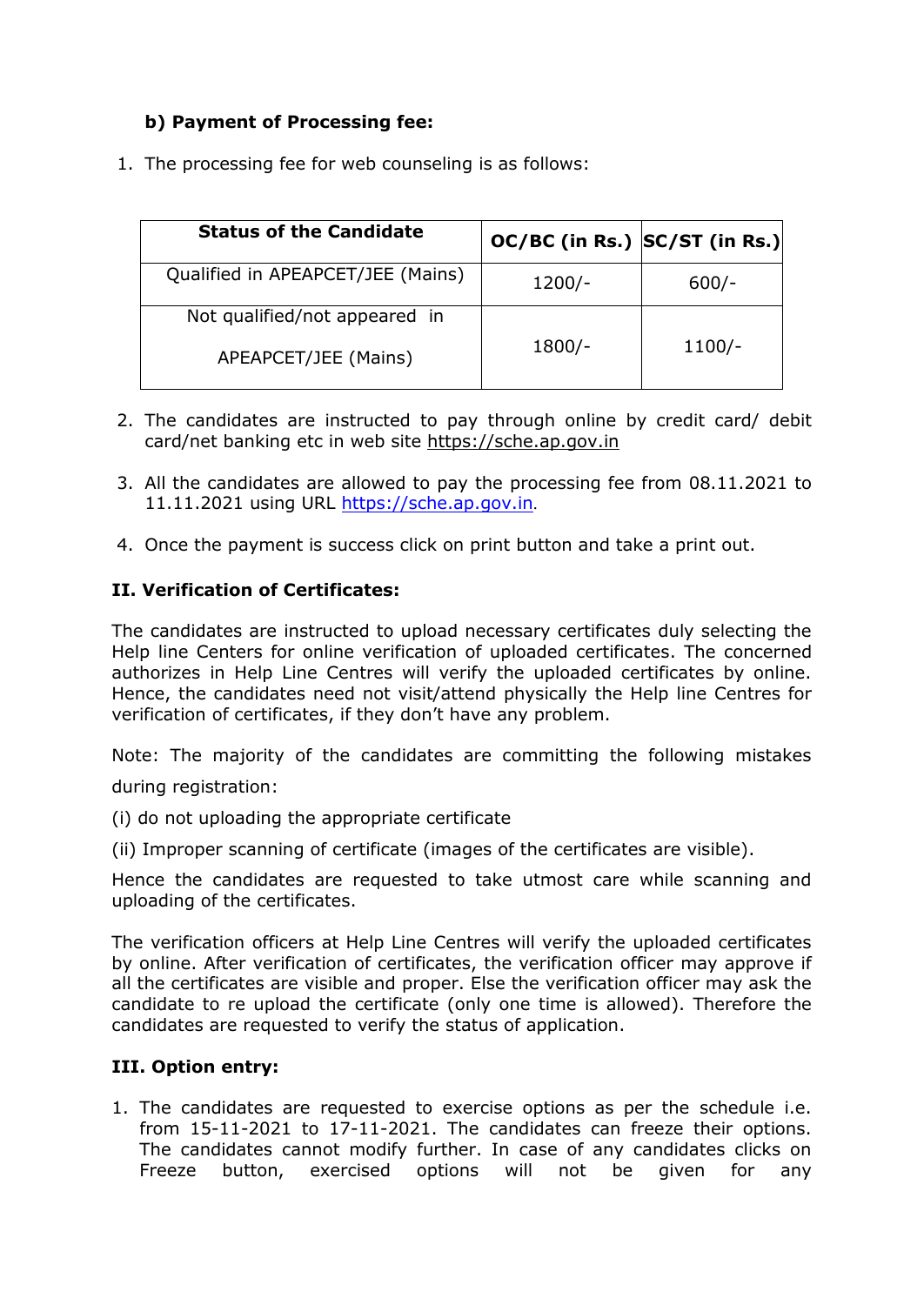**b) Payment of Processing fee:**

1. The processing fee for web counseling is as follows:

| Status of the Candidate | OC/BC (in Rs.) | SC/ST (in Rs.) |
|---|---|---|
| Qualified in APEAPCET/JEE (Mains) | 1200/- | 600/- |
| Not qualified/not appeared in APEAPCET/JEE (Mains) | 1800/- | 1100/- |

2. The candidates are instructed to pay through online by credit card/ debit card/net banking etc in web site https://sche.ap.gov.in

3. All the candidates are allowed to pay the processing fee from 08.11.2021 to 11.11.2021 using URL https://sche.ap.gov.in.

4. Once the payment is success click on print button and take a print out.

**II. Verification of Certificates:**

The candidates are instructed to upload necessary certificates duly selecting the Help line Centers for online verification of uploaded certificates. The concerned authorizes in Help Line Centres will verify the uploaded certificates by online. Hence, the candidates need not visit/attend physically the Help line Centres for verification of certificates, if they don't have any problem.

Note: The majority of the candidates are committing the following mistakes during registration:

(i) do not uploading the appropriate certificate

(ii) Improper scanning of certificate (images of the certificates are visible).

Hence the candidates are requested to take utmost care while scanning and uploading of the certificates.

The verification officers at Help Line Centres will verify the uploaded certificates by online. After verification of certificates, the verification officer may approve if all the certificates are visible and proper. Else the verification officer may ask the candidate to re upload the certificate (only one time is allowed). Therefore the candidates are requested to verify the status of application.

**III. Option entry:**

1. The candidates are requested to exercise options as per the schedule i.e. from 15-11-2021 to 17-11-2021. The candidates can freeze their options. The candidates cannot modify further. In case of any candidates clicks on Freeze button, exercised options will not be given for any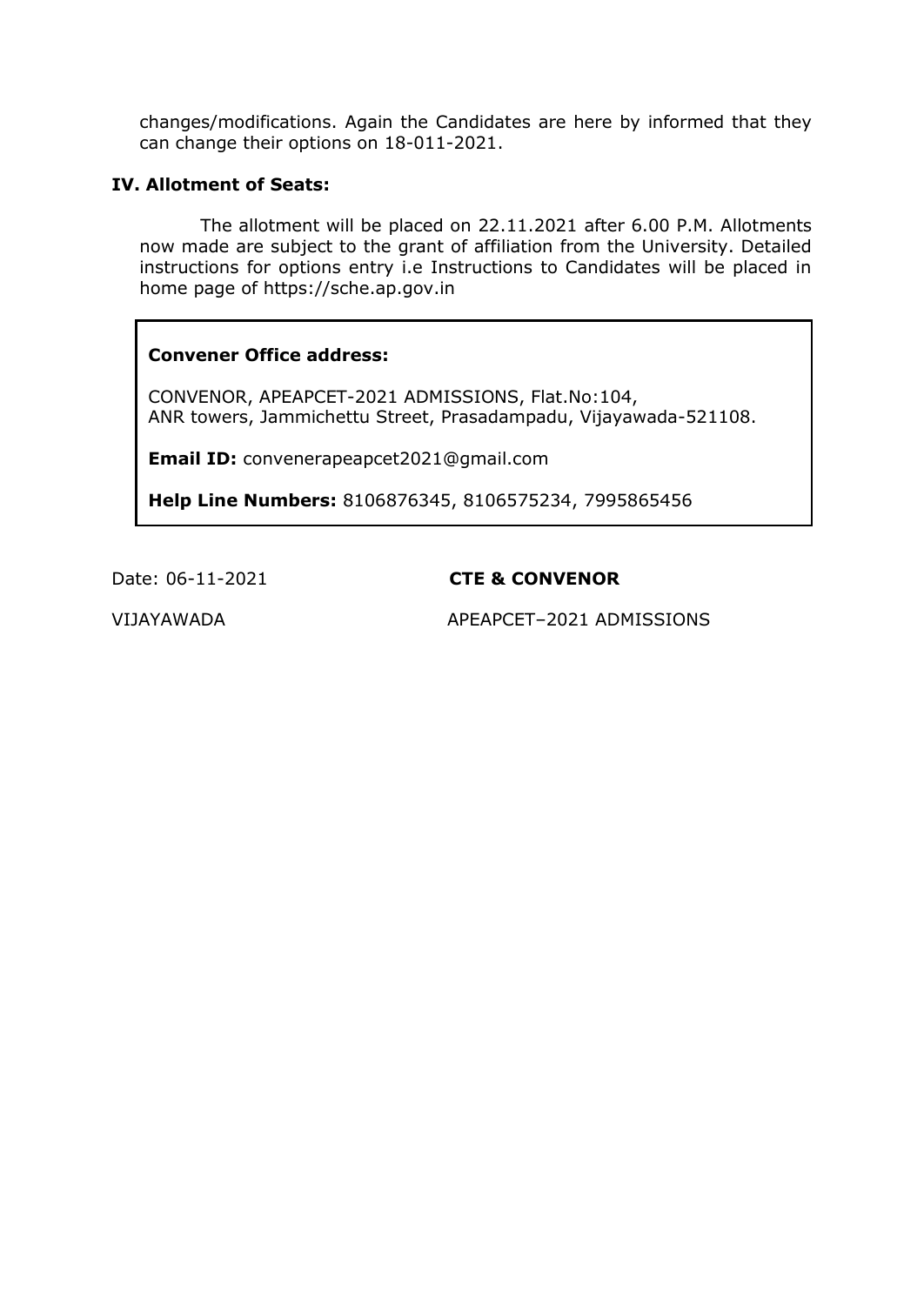changes/modifications. Again the Candidates are here by informed that they can change their options on 18-011-2021.

**IV. Allotment of Seats:**

The allotment will be placed on 22.11.2021 after 6.00 P.M. Allotments now made are subject to the grant of affiliation from the University. Detailed instructions for options entry i.e Instructions to Candidates will be placed in home page of https://sche.ap.gov.in

**Convener Office address:**

CONVENOR, APEAPCET-2021 ADMISSIONS, Flat.No:104,
ANR towers, Jammichettu Street, Prasadampadu, Vijayawada-521108.

**Email ID:** convenerapeapcet2021@gmail.com

**Help Line Numbers:** 8106876345, 8106575234, 7995865456

Date: 06-11-2021

VIJAYAWADA

**CTE & CONVENOR**

APEAPCET–2021 ADMISSIONS